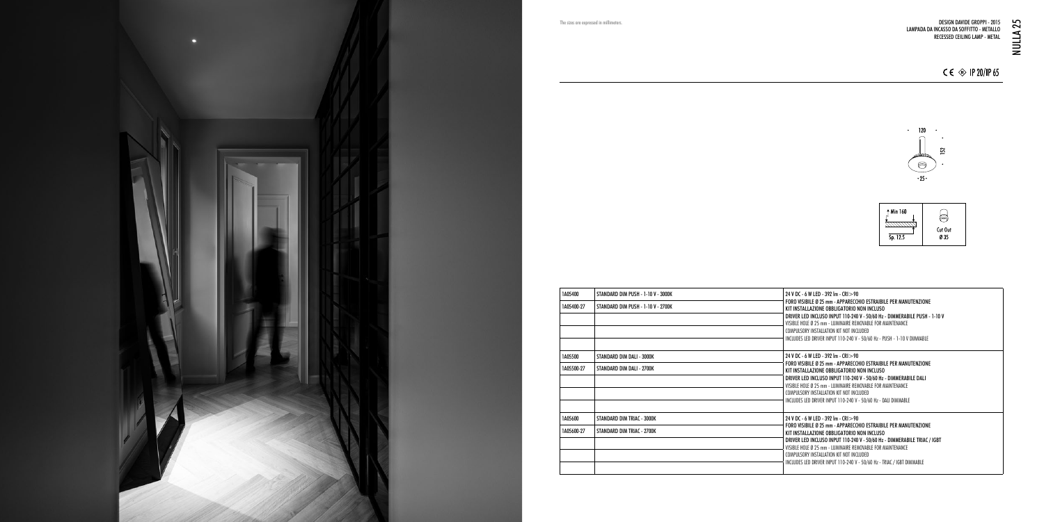The sizes are expressed in millimeters.

# NULLA 25

DESIGN DAVIDE GROPPI - 2015
LAMPADA DA INCASSO DA SOFFITTO - METALLO
RECESSED CEILING LAMP - METAL

CE IP 20/IP 65

120

152

25

Min 160

Sp. 12.5

Cut Out
Ø 35

| | | |
|---|---|---|
| 1A05400 | STANDARD DIM PUSH - 1-10 V - 3000K | 24 V DC - 6 W LED - 392 lm - CRI > 90<br>FORO VISIBILE Ø 25 mm - APPARECCHIO ESTRAIBILE PER MANUTENZIONE<br>KIT INSTALLAZIONE OBBLIGATORIO NON INCLUSO<br>DRIVER LED INCLUSO INPUT 110-240 V - 50/60 Hz - DIMMERABILE PUSH - 1-10 V<br>VISIBLE HOLE Ø 25 mm - LUMINAIRE REMOVABLE FOR MAINTENANCE<br>COMPULSORY INSTALLATION KIT NOT INCLUDED<br>INCLUDES LED DRIVER INPUT 110-240 V - 50/60 Hz - PUSH - 1-10 V DIMMABLE |
| 1A05400-27 | STANDARD DIM PUSH - 1-10 V - 2700K | |
| 1A05500 | STANDARD DIM DALI - 3000K | 24 V DC - 6 W LED - 392 lm - CRI > 90<br>FORO VISIBILE Ø 25 mm - APPARECCHIO ESTRAIBILE PER MANUTENZIONE<br>KIT INSTALLAZIONE OBBLIGATORIO NON INCLUSO<br>DRIVER LED INCLUSO INPUT 110-240 V - 50/60 Hz - DIMMERABILE DALI<br>VISIBLE HOLE Ø 25 mm - LUMINAIRE REMOVABLE FOR MAINTENANCE<br>COMPULSORY INSTALLATION KIT NOT INCLUDED<br>INCLUDES LED DRIVER INPUT 110-240 V - 50/60 Hz - DALI DIMMABLE |
| 1A05500-27 | STANDARD DIM DALI - 2700K | |
| 1A05600 | STANDARD DIM TRIAC - 3000K | 24 V DC - 6 W LED - 392 lm - CRI > 90<br>FORO VISIBILE Ø 25 mm - APPARECCHIO ESTRAIBILE PER MANUTENZIONE<br>KIT INSTALLAZIONE OBBLIGATORIO NON INCLUSO<br>DRIVER LED INCLUSO INPUT 110-240 V - 50/60 Hz - DIMMERABILE TRIAC / IGBT<br>VISIBLE HOLE Ø 25 mm - LUMINAIRE REMOVABLE FOR MAINTENANCE<br>COMPULSORY INSTALLATION KIT NOT INCLUDED<br>INCLUDES LED DRIVER INPUT 110-240 V - 50/60 Hz - TRIAC / IGBT DIMMABLE |
| 1A05600-27 | STANDARD DIM TRIAC - 2700K | |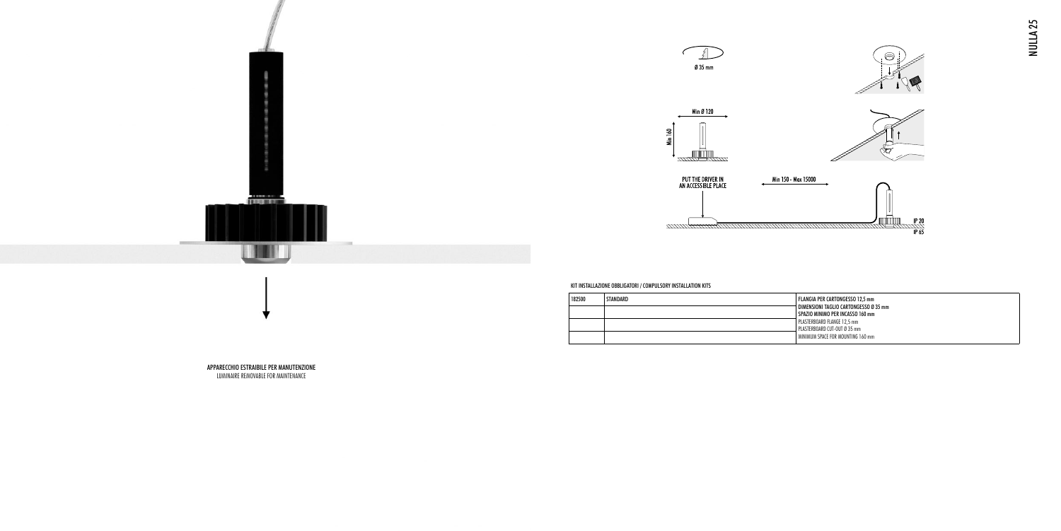APPARECCHIO ESTRAIBILE PER MANUTENZIONE
LUMINAIRE REMOVABLE FOR MAINTENANCE

Ø 35 mm

Min Ø 120

Min 160

PUT THE DRIVER IN AN ACCESSIBLE PLACE

Min 150 - Max 15000

IP 20

IP 65

KIT INSTALLAZIONE OBBLIGATORI / COMPULSORY INSTALLATION KITS

| | | |
|---|---|---|
| 182500 | STANDARD | FLANGIA PER CARTONGESSO 12,5 mm<br>DIMENSIONI TAGLIO CARTONGESSO Ø 35 mm<br>SPAZIO MINIMO PER INCASSO 160 mm<br>PLASTERBOARD FLANGE 12,5 mm<br>PLASTERBOARD CUT-OUT Ø 35 mm<br>MINIMUM SPACE FOR MOUNTING 160 mm |
| | | |
| | | |
| | | |